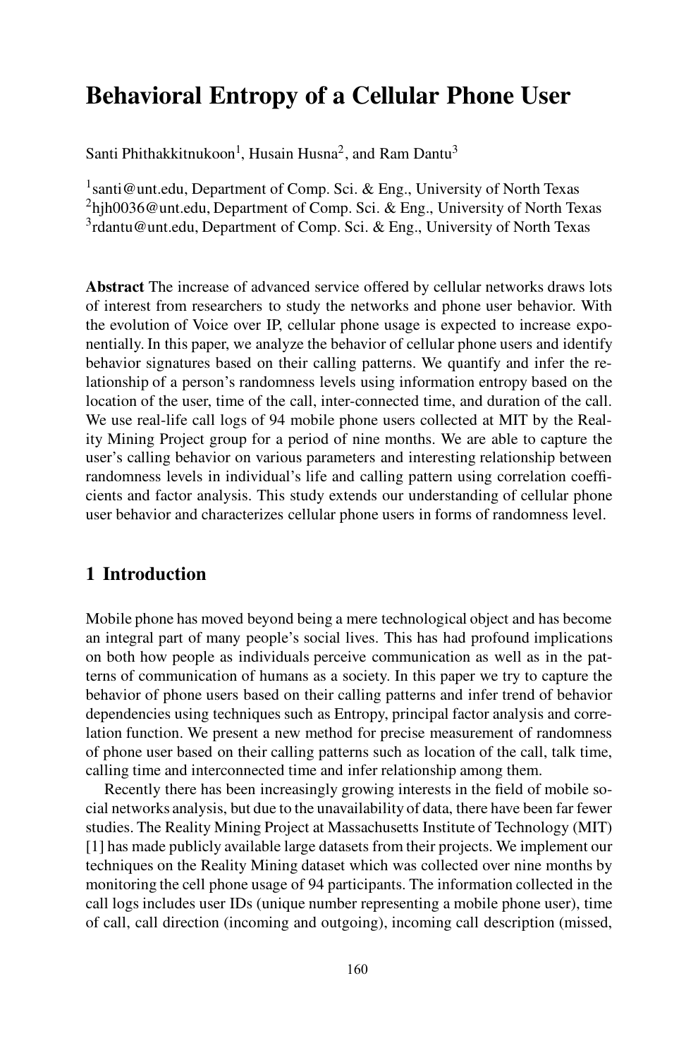# Behavioral Entropy of a Cellular Phone User

Santi Phithakkitnukoon[1], Husain Husna[2], and Ram Dantu[3]

[1]santi@unt.edu, Department of Comp. Sci. & Eng., University of North Texas
[2]hjh0036@unt.edu, Department of Comp. Sci. & Eng., University of North Texas
[3]rdantu@unt.edu, Department of Comp. Sci. & Eng., University of North Texas

**Abstract** The increase of advanced service offered by cellular networks draws lots of interest from researchers to study the networks and phone user behavior. With the evolution of Voice over IP, cellular phone usage is expected to increase exponentially. In this paper, we analyze the behavior of cellular phone users and identify behavior signatures based on their calling patterns. We quantify and infer the relationship of a person's randomness levels using information entropy based on the location of the user, time of the call, inter-connected time, and duration of the call. We use real-life call logs of 94 mobile phone users collected at MIT by the Reality Mining Project group for a period of nine months. We are able to capture the user's calling behavior on various parameters and interesting relationship between randomness levels in individual's life and calling pattern using correlation coefficients and factor analysis. This study extends our understanding of cellular phone user behavior and characterizes cellular phone users in forms of randomness level.

## 1 Introduction

Mobile phone has moved beyond being a mere technological object and has become an integral part of many people's social lives. This has had profound implications on both how people as individuals perceive communication as well as in the patterns of communication of humans as a society. In this paper we try to capture the behavior of phone users based on their calling patterns and infer trend of behavior dependencies using techniques such as Entropy, principal factor analysis and correlation function. We present a new method for precise measurement of randomness of phone user based on their calling patterns such as location of the call, talk time, calling time and interconnected time and infer relationship among them.

Recently there has been increasingly growing interests in the field of mobile social networks analysis, but due to the unavailability of data, there have been far fewer studies. The Reality Mining Project at Massachusetts Institute of Technology (MIT) [1] has made publicly available large datasets from their projects. We implement our techniques on the Reality Mining dataset which was collected over nine months by monitoring the cell phone usage of 94 participants. The information collected in the call logs includes user IDs (unique number representing a mobile phone user), time of call, call direction (incoming and outgoing), incoming call description (missed,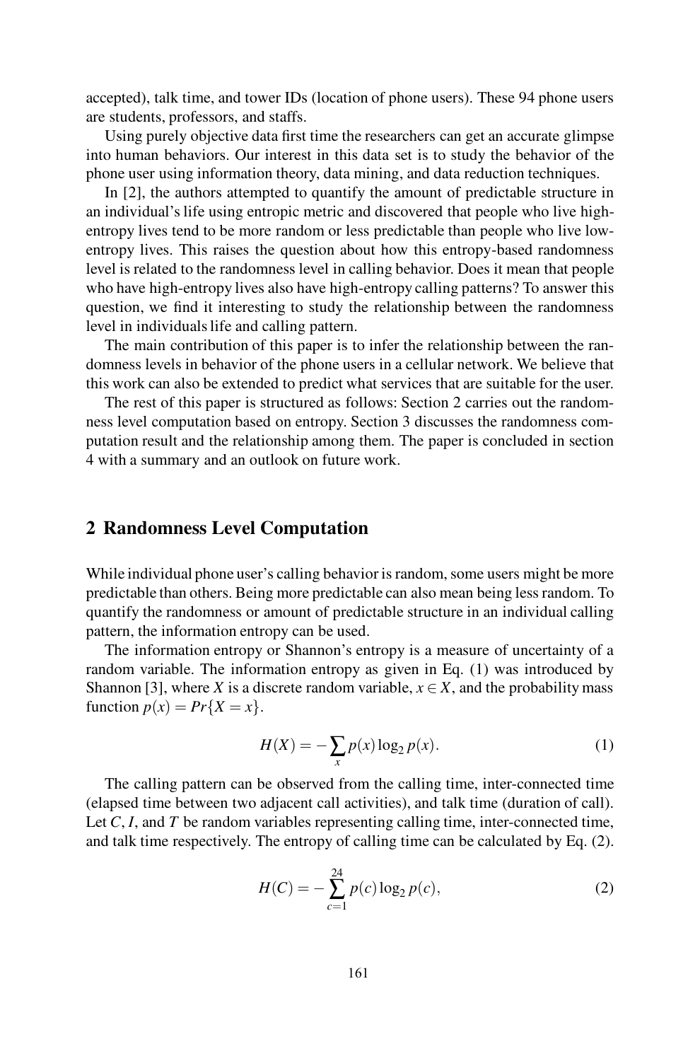accepted), talk time, and tower IDs (location of phone users). These 94 phone users are students, professors, and staffs.

Using purely objective data first time the researchers can get an accurate glimpse into human behaviors. Our interest in this data set is to study the behavior of the phone user using information theory, data mining, and data reduction techniques.

In [2], the authors attempted to quantify the amount of predictable structure in an individual's life using entropic metric and discovered that people who live high-entropy lives tend to be more random or less predictable than people who live low-entropy lives. This raises the question about how this entropy-based randomness level is related to the randomness level in calling behavior. Does it mean that people who have high-entropy lives also have high-entropy calling patterns? To answer this question, we find it interesting to study the relationship between the randomness level in individuals life and calling pattern.

The main contribution of this paper is to infer the relationship between the randomness levels in behavior of the phone users in a cellular network. We believe that this work can also be extended to predict what services that are suitable for the user.

The rest of this paper is structured as follows: Section 2 carries out the randomness level computation based on entropy. Section 3 discusses the randomness computation result and the relationship among them. The paper is concluded in section 4 with a summary and an outlook on future work.

## 2 Randomness Level Computation

While individual phone user's calling behavior is random, some users might be more predictable than others. Being more predictable can also mean being less random. To quantify the randomness or amount of predictable structure in an individual calling pattern, the information entropy can be used.

The information entropy or Shannon's entropy is a measure of uncertainty of a random variable. The information entropy as given in Eq. (1) was introduced by Shannon [3], where $X$ is a discrete random variable, $x \in X$, and the probability mass function $p(x) = Pr\{X = x\}$.

$$H(X) = -\sum_{x} p(x) \log_2 p(x). \tag{1}$$

The calling pattern can be observed from the calling time, inter-connected time (elapsed time between two adjacent call activities), and talk time (duration of call). Let $C, I$, and $T$ be random variables representing calling time, inter-connected time, and talk time respectively. The entropy of calling time can be calculated by Eq. (2).

$$H(C) = -\sum_{c=1}^{24} p(c) \log_2 p(c), \tag{2}$$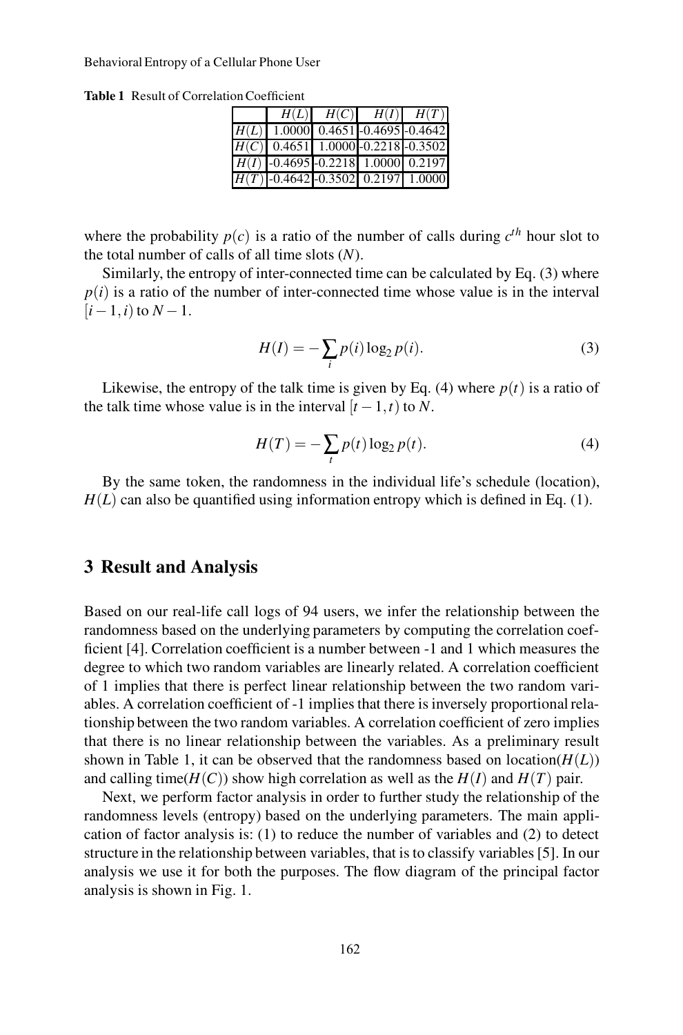**Table 1** Result of Correlation Coefficient

| | $H(L)$ | $H(C)$ | $H(I)$ | $H(T)$ |
|---|---|---|---|---|
| $H(L)$ | 1.0000 | 0.4651 | -0.4695 | -0.4642 |
| $H(C)$ | 0.4651 | 1.0000 | -0.2218 | -0.3502 |
| $H(I)$ | -0.4695 | -0.2218 | 1.0000 | 0.2197 |
| $H(T)$ | -0.4642 | -0.3502 | 0.2197 | 1.0000 |

where the probability $p(c)$ is a ratio of the number of calls during $c^{th}$ hour slot to the total number of calls of all time slots ($N$).

Similarly, the entropy of inter-connected time can be calculated by Eq. (3) where $p(i)$ is a ratio of the number of inter-connected time whose value is in the interval $[i-1,i)$ to $N-1$.

$$H(I) = -\sum_{i} p(i)\log_2 p(i). \tag{3}$$

Likewise, the entropy of the talk time is given by Eq. (4) where $p(t)$ is a ratio of the talk time whose value is in the interval $[t-1,t)$ to $N$.

$$H(T) = -\sum_{t} p(t)\log_2 p(t). \tag{4}$$

By the same token, the randomness in the individual life's schedule (location), $H(L)$ can also be quantified using information entropy which is defined in Eq. (1).

## 3 Result and Analysis

Based on our real-life call logs of 94 users, we infer the relationship between the randomness based on the underlying parameters by computing the correlation coefficient [4]. Correlation coefficient is a number between -1 and 1 which measures the degree to which two random variables are linearly related. A correlation coefficient of 1 implies that there is perfect linear relationship between the two random variables. A correlation coefficient of -1 implies that there is inversely proportional relationship between the two random variables. A correlation coefficient of zero implies that there is no linear relationship between the variables. As a preliminary result shown in Table 1, it can be observed that the randomness based on location($H(L)$) and calling time($H(C)$) show high correlation as well as the $H(I)$ and $H(T)$ pair.

Next, we perform factor analysis in order to further study the relationship of the randomness levels (entropy) based on the underlying parameters. The main application of factor analysis is: (1) to reduce the number of variables and (2) to detect structure in the relationship between variables, that is to classify variables [5]. In our analysis we use it for both the purposes. The flow diagram of the principal factor analysis is shown in Fig. 1.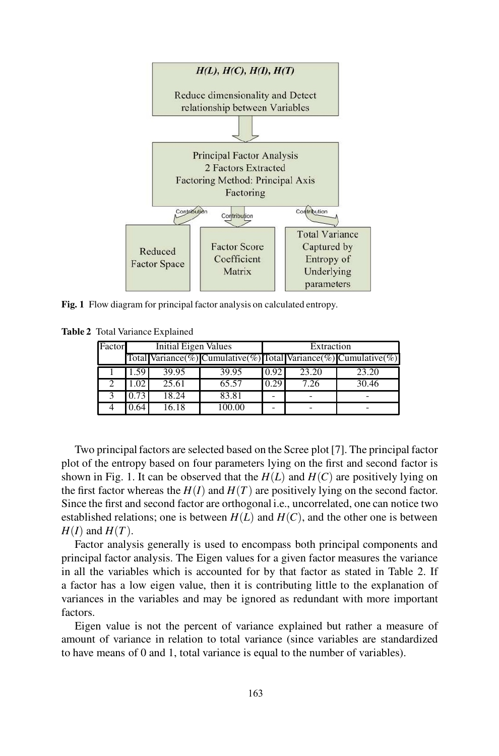**Fig. 1** Flow diagram for principal factor analysis on calculated entropy.

**Table 2** Total Variance Explained

| Factor | Initial Eigen Values | | | Extraction | | |
|---|---|---|---|---|---|---|
| | Total | Variance(%) | Cumulative(%) | Total | Variance(%) | Cumulative(%) |
| 1 | 1.59 | 39.95 | 39.95 | 0.92 | 23.20 | 23.20 |
| 2 | 1.02 | 25.61 | 65.57 | 0.29 | 7.26 | 30.46 |
| 3 | 0.73 | 18.24 | 83.81 | - | - | - |
| 4 | 0.64 | 16.18 | 100.00 | - | - | - |

Two principal factors are selected based on the Scree plot [7]. The principal factor plot of the entropy based on four parameters lying on the first and second factor is shown in Fig. 1. It can be observed that the $H(L)$ and $H(C)$ are positively lying on the first factor whereas the $H(I)$ and $H(T)$ are positively lying on the second factor. Since the first and second factor are orthogonal i.e., uncorrelated, one can notice two established relations; one is between $H(L)$ and $H(C)$, and the other one is between $H(I)$ and $H(T)$.

Factor analysis generally is used to encompass both principal components and principal factor analysis. The Eigen values for a given factor measures the variance in all the variables which is accounted for by that factor as stated in Table 2. If a factor has a low eigen value, then it is contributing little to the explanation of variances in the variables and may be ignored as redundant with more important factors.

Eigen value is not the percent of variance explained but rather a measure of amount of variance in relation to total variance (since variables are standardized to have means of 0 and 1, total variance is equal to the number of variables).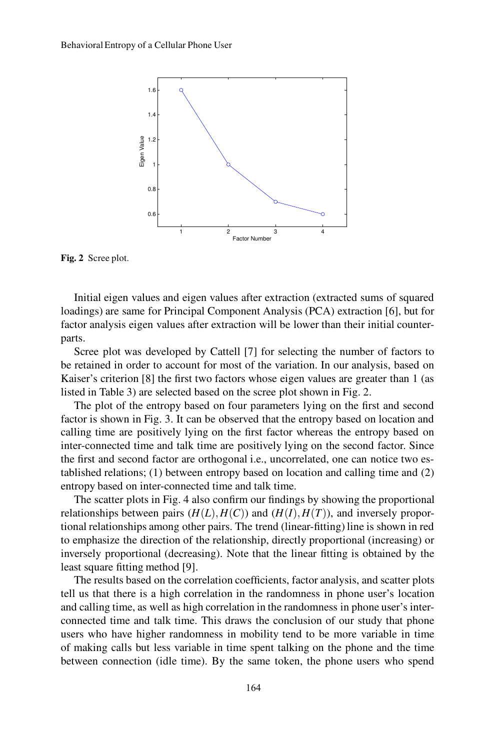**Fig. 2** Scree plot.

Initial eigen values and eigen values after extraction (extracted sums of squared loadings) are same for Principal Component Analysis (PCA) extraction [6], but for factor analysis eigen values after extraction will be lower than their initial counterparts.

Scree plot was developed by Cattell [7] for selecting the number of factors to be retained in order to account for most of the variation. In our analysis, based on Kaiser's criterion [8] the first two factors whose eigen values are greater than 1 (as listed in Table 3) are selected based on the scree plot shown in Fig. 2.

The plot of the entropy based on four parameters lying on the first and second factor is shown in Fig. 3. It can be observed that the entropy based on location and calling time are positively lying on the first factor whereas the entropy based on inter-connected time and talk time are positively lying on the second factor. Since the first and second factor are orthogonal i.e., uncorrelated, one can notice two established relations; (1) between entropy based on location and calling time and (2) entropy based on inter-connected time and talk time.

The scatter plots in Fig. 4 also confirm our findings by showing the proportional relationships between pairs $(H(L), H(C))$ and $(H(I), H(T))$, and inversely proportional relationships among other pairs. The trend (linear-fitting) line is shown in red to emphasize the direction of the relationship, directly proportional (increasing) or inversely proportional (decreasing). Note that the linear fitting is obtained by the least square fitting method [9].

The results based on the correlation coefficients, factor analysis, and scatter plots tell us that there is a high correlation in the randomness in phone user's location and calling time, as well as high correlation in the randomness in phone user's inter-connected time and talk time. This draws the conclusion of our study that phone users who have higher randomness in mobility tend to be more variable in time of making calls but less variable in time spent talking on the phone and the time between connection (idle time). By the same token, the phone users who spend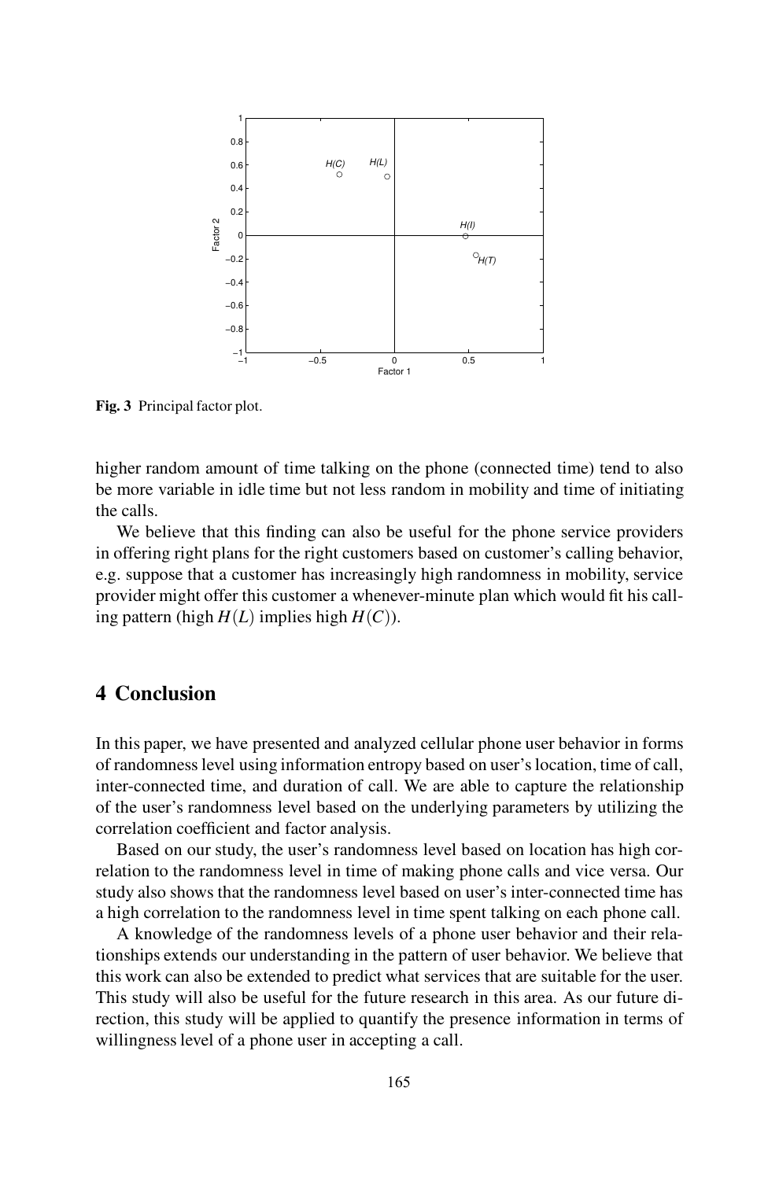1
0.8
0.6
0.4
0.2
0
−0.2
−0.4
−0.6
−0.8
−1

Factor 2

−1
−0.5
0
0.5
1

Factor 1

H(C)
H(L)
H(I)
H(T)

**Fig. 3** Principal factor plot.

higher random amount of time talking on the phone (connected time) tend to also be more variable in idle time but not less random in mobility and time of initiating the calls.

We believe that this finding can also be useful for the phone service providers in offering right plans for the right customers based on customer's calling behavior, e.g. suppose that a customer has increasingly high randomness in mobility, service provider might offer this customer a whenever-minute plan which would fit his calling pattern (high $H(L)$ implies high $H(C)$).

## 4 Conclusion

In this paper, we have presented and analyzed cellular phone user behavior in forms of randomness level using information entropy based on user's location, time of call, inter-connected time, and duration of call. We are able to capture the relationship of the user's randomness level based on the underlying parameters by utilizing the correlation coefficient and factor analysis.

Based on our study, the user's randomness level based on location has high correlation to the randomness level in time of making phone calls and vice versa. Our study also shows that the randomness level based on user's inter-connected time has a high correlation to the randomness level in time spent talking on each phone call.

A knowledge of the randomness levels of a phone user behavior and their relationships extends our understanding in the pattern of user behavior. We believe that this work can also be extended to predict what services that are suitable for the user. This study will also be useful for the future research in this area. As our future direction, this study will be applied to quantify the presence information in terms of willingness level of a phone user in accepting a call.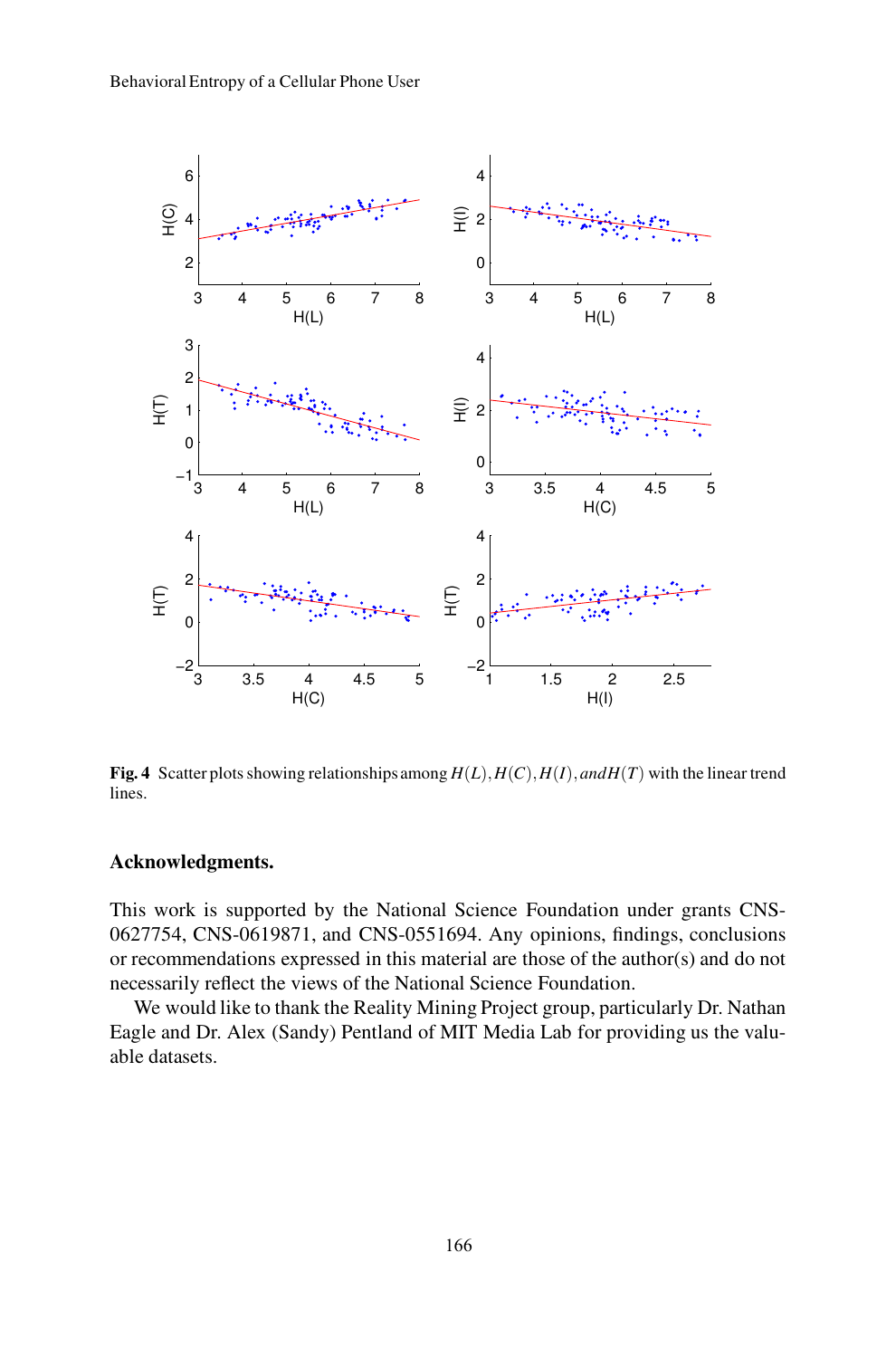**Fig. 4** Scatter plots showing relationships among $H(L), H(C), H(I), and H(T)$ with the linear trend lines.

### Acknowledgments.

This work is supported by the National Science Foundation under grants CNS-0627754, CNS-0619871, and CNS-0551694. Any opinions, findings, conclusions or recommendations expressed in this material are those of the author(s) and do not necessarily reflect the views of the National Science Foundation.

We would like to thank the Reality Mining Project group, particularly Dr. Nathan Eagle and Dr. Alex (Sandy) Pentland of MIT Media Lab for providing us the valuable datasets.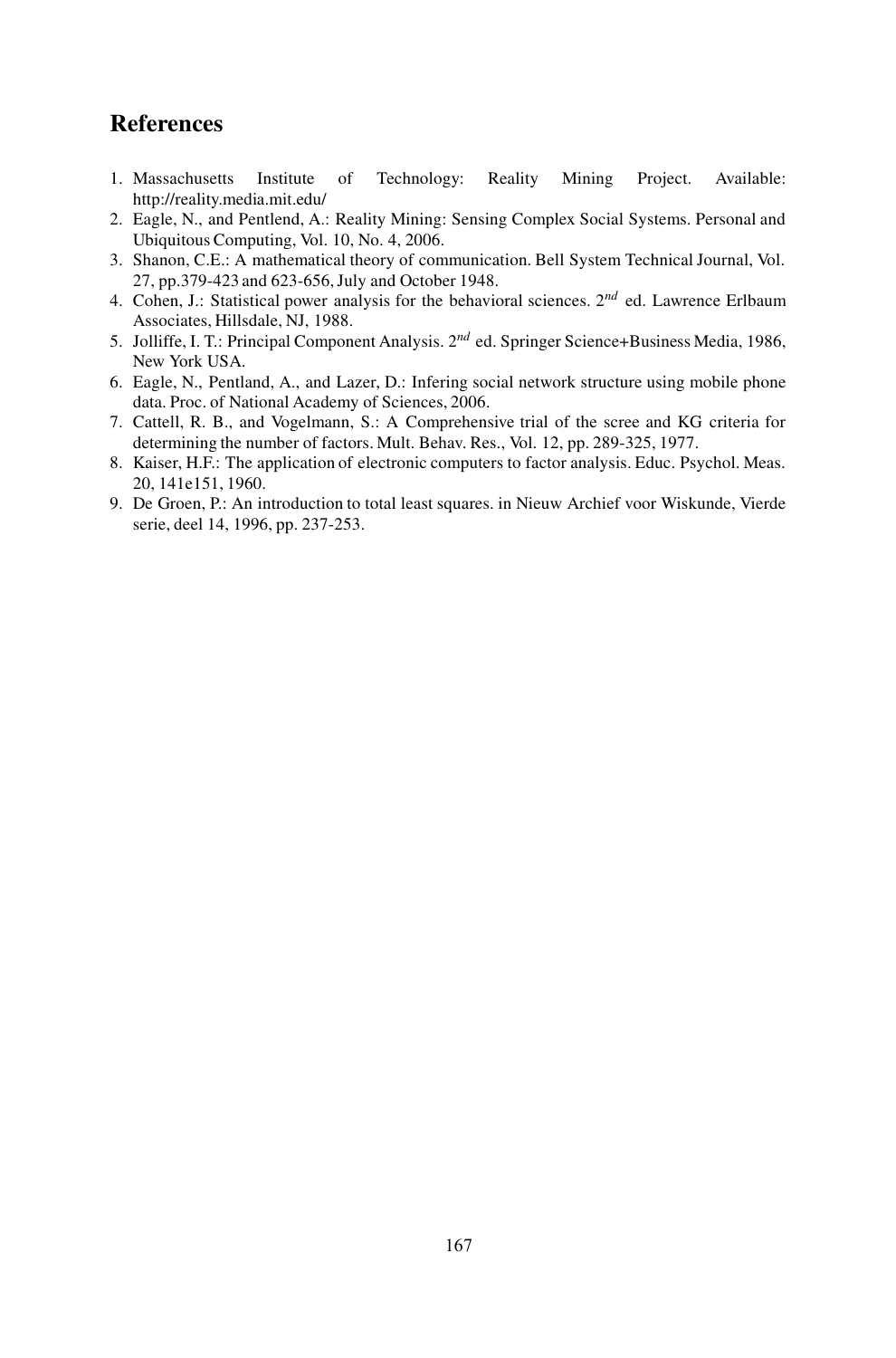## References

1. Massachusetts Institute of Technology: Reality Mining Project. Available: http://reality.media.mit.edu/
2. Eagle, N., and Pentlend, A.: Reality Mining: Sensing Complex Social Systems. Personal and Ubiquitous Computing, Vol. 10, No. 4, 2006.
3. Shanon, C.E.: A mathematical theory of communication. Bell System Technical Journal, Vol. 27, pp.379-423 and 623-656, July and October 1948.
4. Cohen, J.: Statistical power analysis for the behavioral sciences. $2^{nd}$ ed. Lawrence Erlbaum Associates, Hillsdale, NJ, 1988.
5. Jolliffe, I. T.: Principal Component Analysis. $2^{nd}$ ed. Springer Science+Business Media, 1986, New York USA.
6. Eagle, N., Pentland, A., and Lazer, D.: Infering social network structure using mobile phone data. Proc. of National Academy of Sciences, 2006.
7. Cattell, R. B., and Vogelmann, S.: A Comprehensive trial of the scree and KG criteria for determining the number of factors. Mult. Behav. Res., Vol. 12, pp. 289-325, 1977.
8. Kaiser, H.F.: The application of electronic computers to factor analysis. Educ. Psychol. Meas. 20, 141e151, 1960.
9. De Groen, P.: An introduction to total least squares. in Nieuw Archief voor Wiskunde, Vierde serie, deel 14, 1996, pp. 237-253.